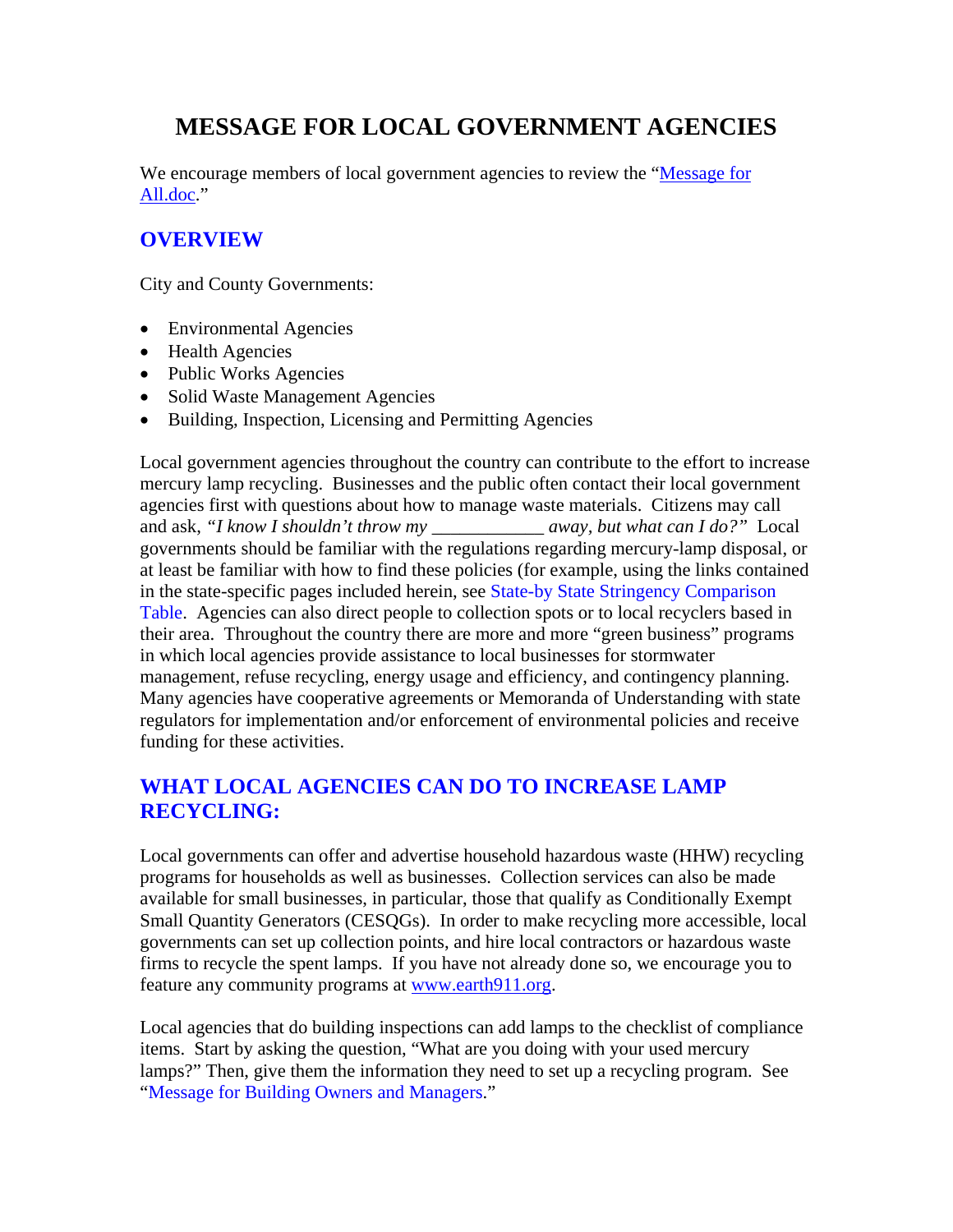# MESSAGE FOR LOCAL GOVERNMENT AGENCIES

We encourage members of local government agencies to review the "Message for All.doc."

## OVERVIEW

City and County Governments:

- Environmental Agencies
- Health Agencies
- Public Works Agencies
- Solid Waste Management Agencies
- Building, Inspection, Licensing and Permitting Agencies

Local government agencies throughout the country can contribute to the effort to increase mercury lamp recycling. Businesses and the public often contact their local government agencies first with questions about how to manage waste materials. Citizens may call and ask, *"I know I shouldn't throw my ____________ away, but what can I do?"* Local governments should be familiar with the regulations regarding mercury-lamp disposal, or at least be familiar with how to find these policies (for example, using the links contained in the state-specific pages included herein, see State-by State Stringency Comparison Table. Agencies can also direct people to collection spots or to local recyclers based in their area. Throughout the country there are more and more "green business" programs in which local agencies provide assistance to local businesses for stormwater management, refuse recycling, energy usage and efficiency, and contingency planning. Many agencies have cooperative agreements or Memoranda of Understanding with state regulators for implementation and/or enforcement of environmental policies and receive funding for these activities.

## WHAT LOCAL AGENCIES CAN DO TO INCREASE LAMP RECYCLING:

Local governments can offer and advertise household hazardous waste (HHW) recycling programs for households as well as businesses. Collection services can also be made available for small businesses, in particular, those that qualify as Conditionally Exempt Small Quantity Generators (CESQGs). In order to make recycling more accessible, local governments can set up collection points, and hire local contractors or hazardous waste firms to recycle the spent lamps. If you have not already done so, we encourage you to feature any community programs at www.earth911.org.

Local agencies that do building inspections can add lamps to the checklist of compliance items. Start by asking the question, "What are you doing with your used mercury lamps?" Then, give them the information they need to set up a recycling program. See "Message for Building Owners and Managers."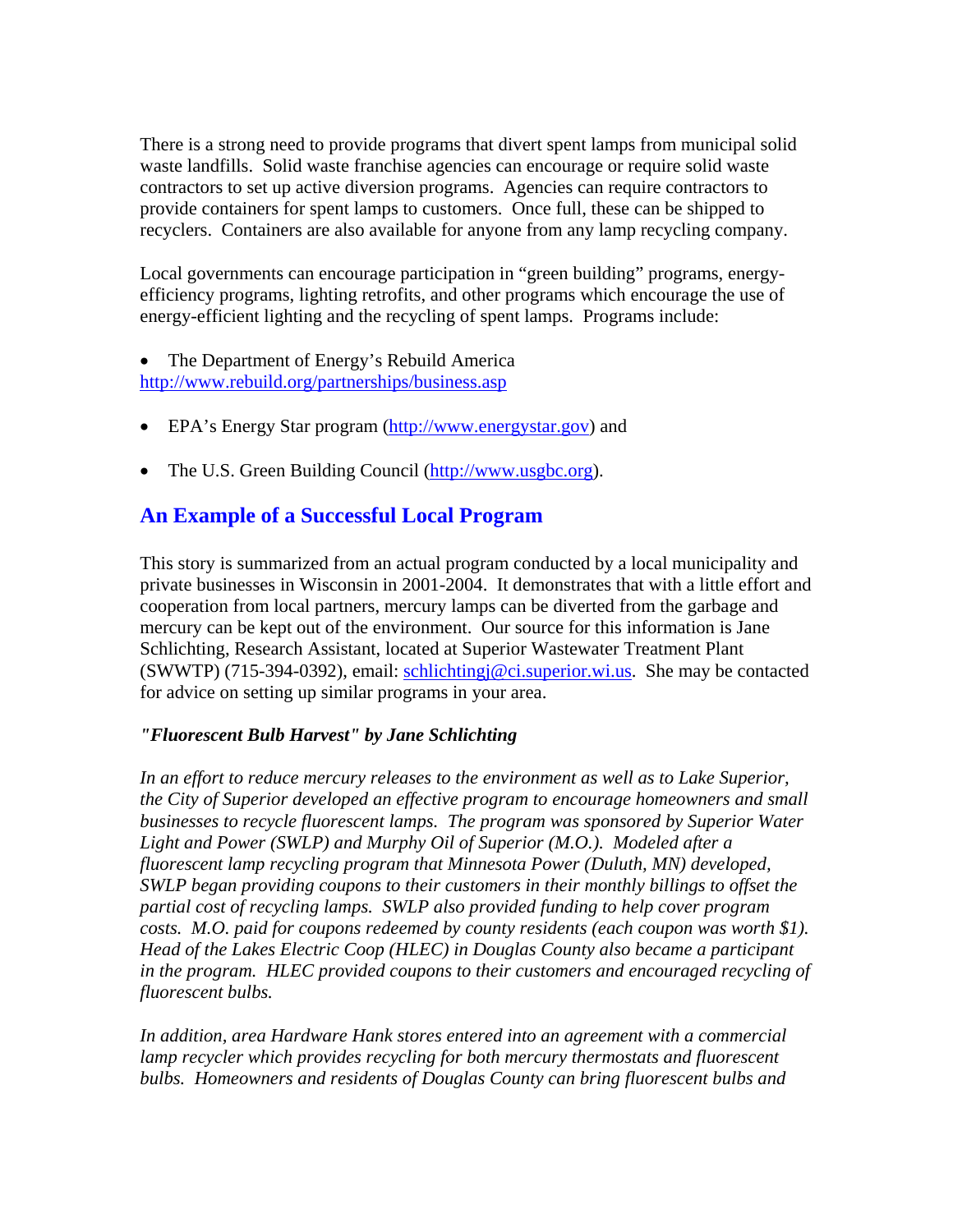There is a strong need to provide programs that divert spent lamps from municipal solid waste landfills. Solid waste franchise agencies can encourage or require solid waste contractors to set up active diversion programs. Agencies can require contractors to provide containers for spent lamps to customers. Once full, these can be shipped to recyclers. Containers are also available for anyone from any lamp recycling company.

Local governments can encourage participation in "green building" programs, energy-efficiency programs, lighting retrofits, and other programs which encourage the use of energy-efficient lighting and the recycling of spent lamps. Programs include:

- The Department of Energy's Rebuild America http://www.rebuild.org/partnerships/business.asp
- EPA's Energy Star program (http://www.energystar.gov) and
- The U.S. Green Building Council (http://www.usgbc.org).

## An Example of a Successful Local Program

This story is summarized from an actual program conducted by a local municipality and private businesses in Wisconsin in 2001-2004. It demonstrates that with a little effort and cooperation from local partners, mercury lamps can be diverted from the garbage and mercury can be kept out of the environment. Our source for this information is Jane Schlichting, Research Assistant, located at Superior Wastewater Treatment Plant (SWWTP) (715-394-0392), email: schlichtingj@ci.superior.wi.us. She may be contacted for advice on setting up similar programs in your area.

***"Fluorescent Bulb Harvest" by Jane Schlichting***

*In an effort to reduce mercury releases to the environment as well as to Lake Superior, the City of Superior developed an effective program to encourage homeowners and small businesses to recycle fluorescent lamps. The program was sponsored by Superior Water Light and Power (SWLP) and Murphy Oil of Superior (M.O.). Modeled after a fluorescent lamp recycling program that Minnesota Power (Duluth, MN) developed, SWLP began providing coupons to their customers in their monthly billings to offset the partial cost of recycling lamps. SWLP also provided funding to help cover program costs. M.O. paid for coupons redeemed by county residents (each coupon was worth $1). Head of the Lakes Electric Coop (HLEC) in Douglas County also became a participant in the program. HLEC provided coupons to their customers and encouraged recycling of fluorescent bulbs.*

*In addition, area Hardware Hank stores entered into an agreement with a commercial lamp recycler which provides recycling for both mercury thermostats and fluorescent bulbs. Homeowners and residents of Douglas County can bring fluorescent bulbs and*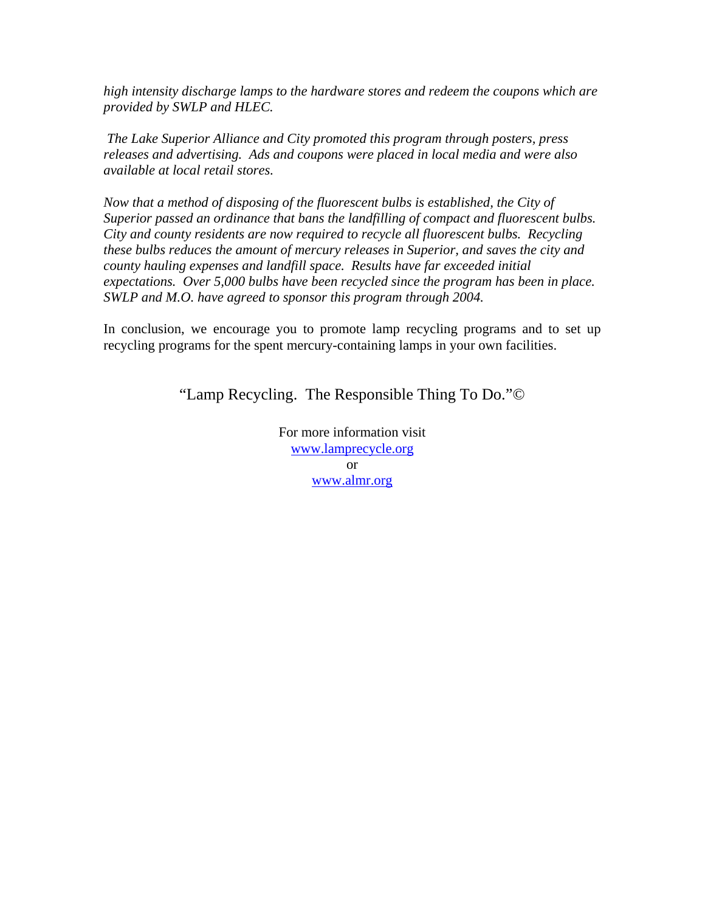*high intensity discharge lamps to the hardware stores and redeem the coupons which are provided by SWLP and HLEC.*

*The Lake Superior Alliance and City promoted this program through posters, press releases and advertising. Ads and coupons were placed in local media and were also available at local retail stores.*

*Now that a method of disposing of the fluorescent bulbs is established, the City of Superior passed an ordinance that bans the landfilling of compact and fluorescent bulbs. City and county residents are now required to recycle all fluorescent bulbs. Recycling these bulbs reduces the amount of mercury releases in Superior, and saves the city and county hauling expenses and landfill space. Results have far exceeded initial expectations. Over 5,000 bulbs have been recycled since the program has been in place. SWLP and M.O. have agreed to sponsor this program through 2004.*

In conclusion, we encourage you to promote lamp recycling programs and to set up recycling programs for the spent mercury-containing lamps in your own facilities.

"Lamp Recycling. The Responsible Thing To Do."©

For more information visit
www.lamprecycle.org
or
www.almr.org